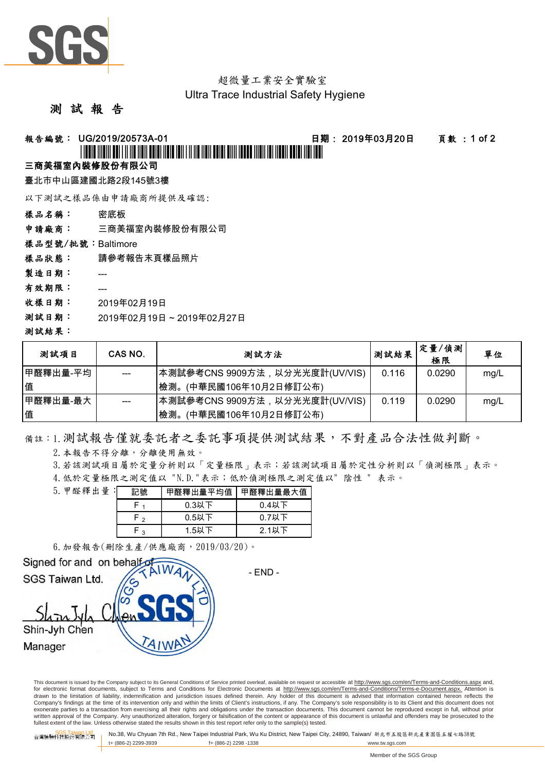SGS

超微量工業安全實驗室
Ultra Trace Industrial Safety Hygiene

# 測 試 報 告

**報告編號： UG/2019/20573A-01** **日期： 2019年03月20日** **頁數 ：1 of 2**

**三商美福室內裝修股份有限公司**

臺北市中山區建國北路2段145號3樓

以下測試之樣品係由申請廠商所提供及確認:

**樣品名稱：** 密底板

**申請廠商：** 三商美福室內裝修股份有限公司

**樣品型號/批號：** Baltimore

**樣品狀態：** 請參考報告末頁樣品照片

**製造日期：** ---

**有效期限：** ---

**收樣日期：** 2019年02月19日

**測試日期：** 2019年02月19日 ~ 2019年02月27日

**測試結果：**

| 測試項目 | CAS NO. | 測試方法 | 測試結果 | 定量/偵測極限 | 單位 |
|---|---|---|---|---|---|
| 甲醛釋出量-平均值 | --- | 本測試參考CNS 9909方法，以分光光度計(UV/VIS)檢測。(中華民國106年10月2日修訂公布) | 0.116 | 0.0290 | mg/L |
| 甲醛釋出量-最大值 | --- | 本測試參考CNS 9909方法，以分光光度計(UV/VIS)檢測。(中華民國106年10月2日修訂公布) | 0.119 | 0.0290 | mg/L |

備註：1. 測試報告僅就委託者之委託事項提供測試結果，不對產品合法性做判斷。

2. 本報告不得分離，分離使用無效。

3. 若該測試項目屬於定量分析則以「定量極限」表示；若該測試項目屬於定性分析則以「偵測極限」表示。

4. 低於定量極限之測定值以 "N.D."表示；低於偵測極限之測定值以" 陰性 " 表示。

5. 甲醛釋出量：

| 記號 | 甲醛釋出量平均值 | 甲醛釋出量最大值 |
|---|---|---|
| $F_1$ | 0.3以下 | 0.4以下 |
| $F_2$ | 0.5以下 | 0.7以下 |
| $F_3$ | 1.5以下 | 2.1以下 |

6. 加發報告(刪除生產/供應廠商，2019/03/20)。

Signed for and on behalf of
SGS Taiwan Ltd.

Shin-Jyh Chen
Manager

- END -

This document is issued by the Company subject to its General Conditions of Service printed overleaf, available on request or accessible at http://www.sgs.com/en/Terms-and-Conditions.aspx and, for electronic format documents, subject to Terms and Conditions for Electronic Documents at http://www.sgs.com/en/Terms-and-Conditions/Terms-e-Document.aspx. Attention is drawn to the limitation of liability, indemnification and jurisdiction issues defined therein. Any holder of this document is advised that information contained hereon reflects the Company's findings at the time of its intervention only and within the limits of Client's instructions, if any. The Company's sole responsibility is to its Client and this document does not exonerate parties to a transaction from exercising all their rights and obligations under the transaction documents. This document cannot be reproduced except in full, without prior written approval of the Company. Any unauthorized alteration, forgery or falsification of the content or appearance of this document is unlawful and offenders may be prosecuted to the fullest extent of the law. Unless otherwise stated the results shown in this test report refer only to the sample(s) tested.

SGS Taiwan Ltd. 台灣檢驗科技股份有限公司 No.38, Wu Chyuan 7th Rd., New Taipei Industrial Park, Wu Ku District, New Taipei City, 24890, Taiwan/ 新北市五股區新北產業園區五權七路38號 t+ (886-2) 2299-3939 f+ (886-2) 2298 -1338 www.tw.sgs.com

Member of the SGS Group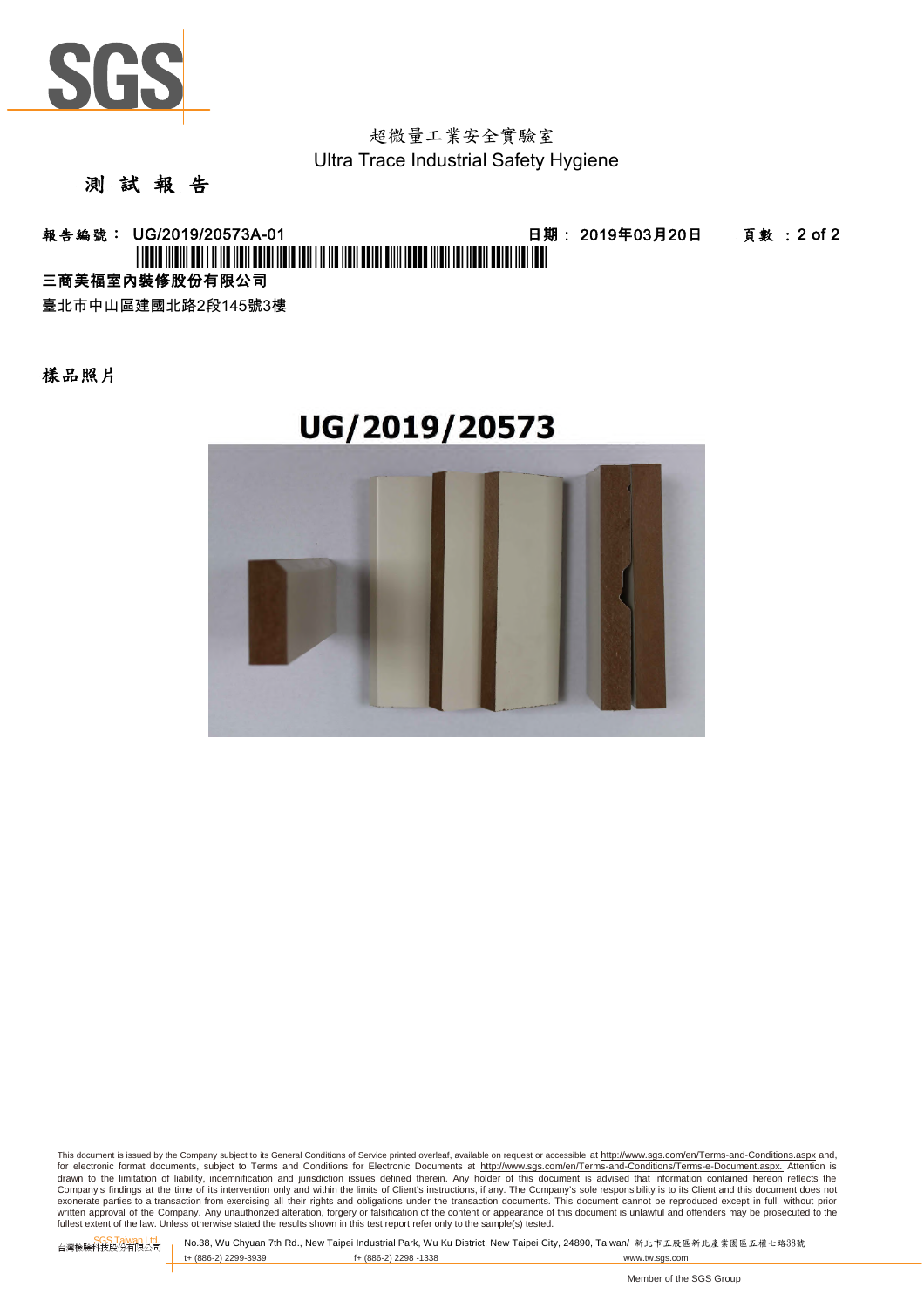超微量工業安全實驗室
Ultra Trace Industrial Safety Hygiene

# 測 試 報 告

**報告編號： UG/2019/20573A-01** **日期： 2019年03月20日**

**三商美福室內裝修股份有限公司**

臺北市中山區建國北路2段145號3樓

## 樣品照片

UG/2019/20573

This document is issued by the Company subject to its General Conditions of Service printed overleaf, available on request or accessible at http://www.sgs.com/en/Terms-and-Conditions.aspx and, for electronic format documents, subject to Terms and Conditions for Electronic Documents at http://www.sgs.com/en/Terms-and-Conditions/Terms-e-Document.aspx. Attention is drawn to the limitation of liability, indemnification and jurisdiction issues defined therein. Any holder of this document is advised that information contained hereon reflects the Company's findings at the time of its intervention only and within the limits of Client's instructions, if any. The Company's sole responsibility is to its Client and this document does not exonerate parties to a transaction from exercising all their rights and obligations under the transaction documents. This document cannot be reproduced except in full, without prior written approval of the Company. Any unauthorized alteration, forgery or falsification of the content or appearance of this document is unlawful and offenders may be prosecuted to the fullest extent of the law. Unless otherwise stated the results shown in this test report refer only to the sample(s) tested.

台灣檢驗科技股份有限公司 SGS Taiwan Ltd. No.38, Wu Chyuan 7th Rd., New Taipei Industrial Park, Wu Ku District, New Taipei City, 24890, Taiwan/ 新北市五股區新北產業園區五權七路38號
t+ (886-2) 2299-3939 f+ (886-2) 2298 -1338 www.tw.sgs.com

Member of the SGS Group